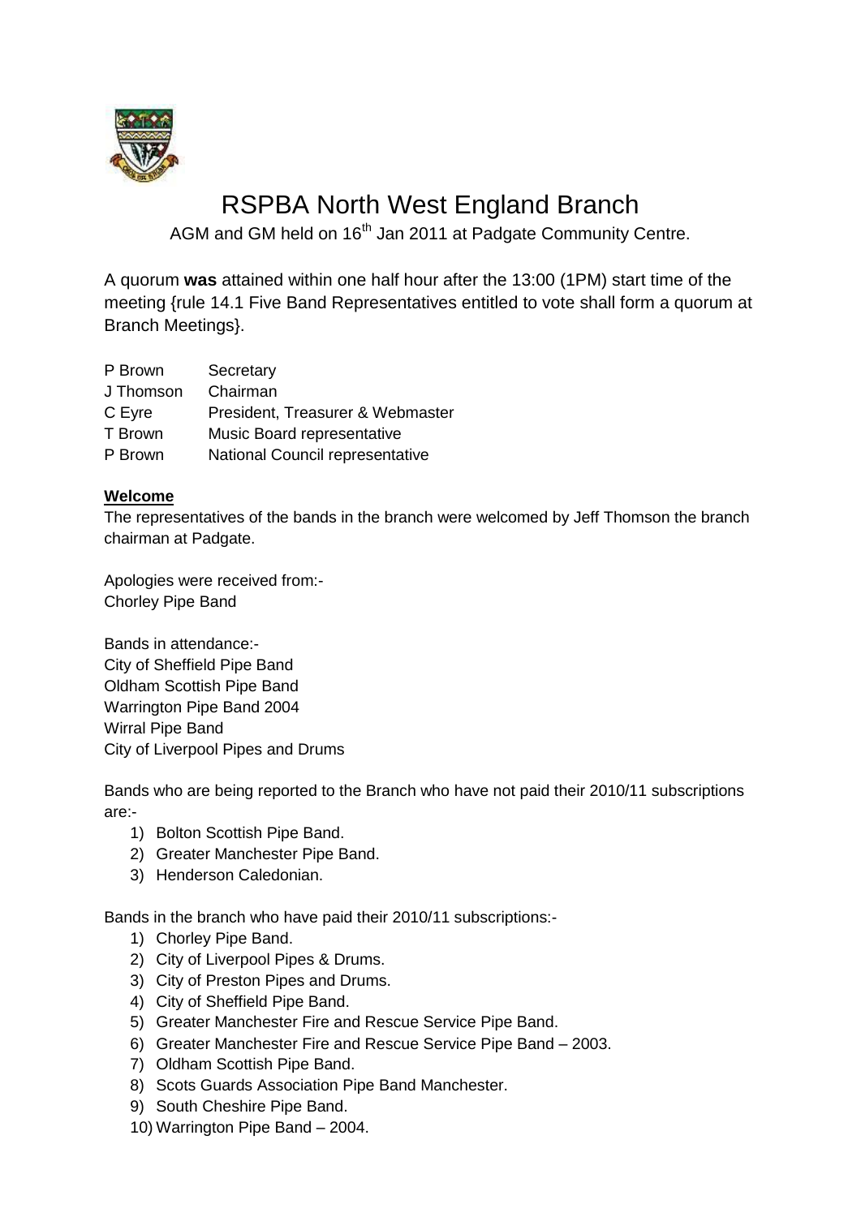# RSPBA North West England Branch

AGM and GM held on 16th Jan 2011 at Padgate Community Centre.

A quorum **was** attained within one half hour after the 13:00 (1PM) start time of the meeting {rule 14.1 Five Band Representatives entitled to vote shall form a quorum at Branch Meetings}.

| | |
|---|---|
| P Brown | Secretary |
| J Thomson | Chairman |
| C Eyre | President, Treasurer & Webmaster |
| T Brown | Music Board representative |
| P Brown | National Council representative |

**Welcome**

The representatives of the bands in the branch were welcomed by Jeff Thomson the branch chairman at Padgate.

Apologies were received from:-
Chorley Pipe Band

Bands in attendance:-
City of Sheffield Pipe Band
Oldham Scottish Pipe Band
Warrington Pipe Band 2004
Wirral Pipe Band
City of Liverpool Pipes and Drums

Bands who are being reported to the Branch who have not paid their 2010/11 subscriptions are:-

1) Bolton Scottish Pipe Band.
2) Greater Manchester Pipe Band.
3) Henderson Caledonian.

Bands in the branch who have paid their 2010/11 subscriptions:-

1) Chorley Pipe Band.
2) City of Liverpool Pipes & Drums.
3) City of Preston Pipes and Drums.
4) City of Sheffield Pipe Band.
5) Greater Manchester Fire and Rescue Service Pipe Band.
6) Greater Manchester Fire and Rescue Service Pipe Band – 2003.
7) Oldham Scottish Pipe Band.
8) Scots Guards Association Pipe Band Manchester.
9) South Cheshire Pipe Band.
10) Warrington Pipe Band – 2004.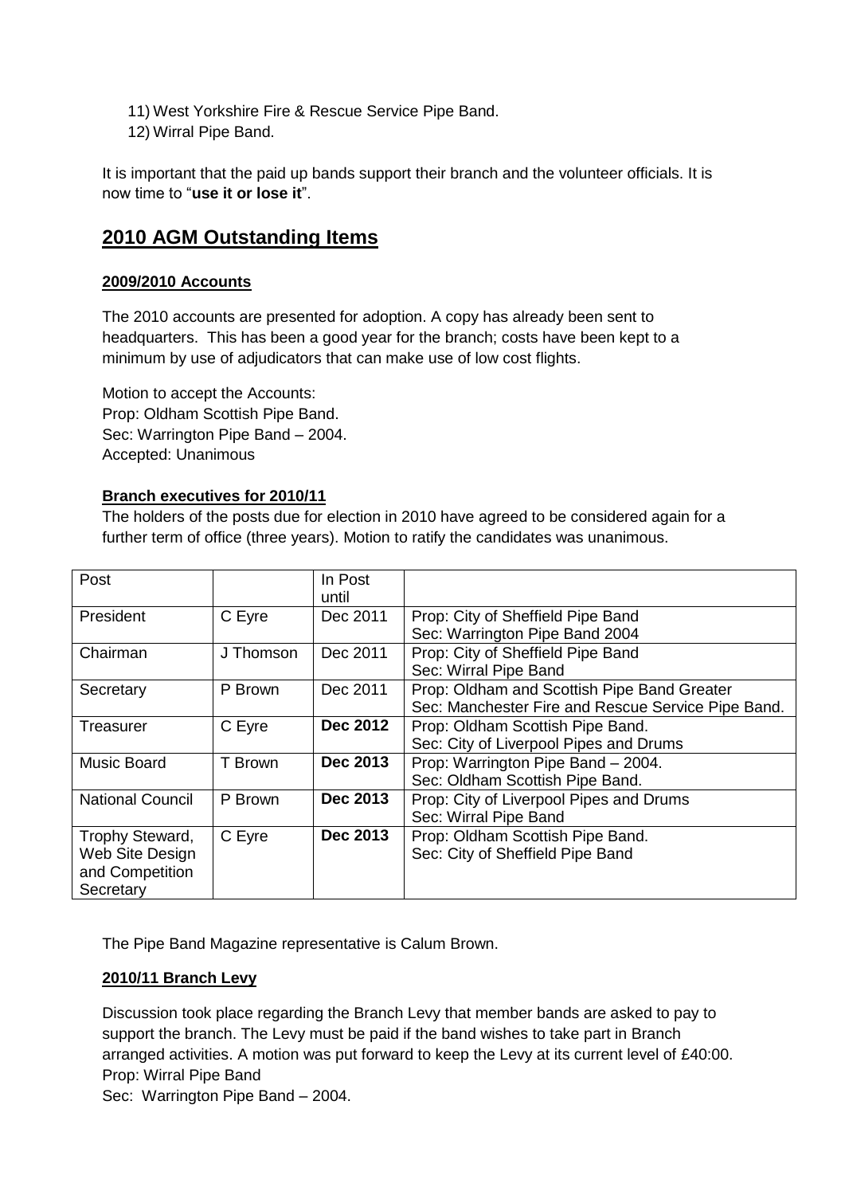11) West Yorkshire Fire & Rescue Service Pipe Band.
12) Wirral Pipe Band.

It is important that the paid up bands support their branch and the volunteer officials. It is now time to "**use it or lose it**".

## 2010 AGM Outstanding Items

### 2009/2010 Accounts

The 2010 accounts are presented for adoption. A copy has already been sent to headquarters. This has been a good year for the branch; costs have been kept to a minimum by use of adjudicators that can make use of low cost flights.

Motion to accept the Accounts:
Prop: Oldham Scottish Pipe Band.
Sec: Warrington Pipe Band – 2004.
Accepted: Unanimous

### Branch executives for 2010/11

The holders of the posts due for election in 2010 have agreed to be considered again for a further term of office (three years). Motion to ratify the candidates was unanimous.

| Post | | In Post until | |
|---|---|---|---|
| President | C Eyre | Dec 2011 | Prop: City of Sheffield Pipe Band<br>Sec: Warrington Pipe Band 2004 |
| Chairman | J Thomson | Dec 2011 | Prop: City of Sheffield Pipe Band<br>Sec: Wirral Pipe Band |
| Secretary | P Brown | Dec 2011 | Prop: Oldham and Scottish Pipe Band Greater<br>Sec: Manchester Fire and Rescue Service Pipe Band. |
| Treasurer | C Eyre | **Dec 2012** | Prop: Oldham Scottish Pipe Band.<br>Sec: City of Liverpool Pipes and Drums |
| Music Board | T Brown | **Dec 2013** | Prop: Warrington Pipe Band – 2004.<br>Sec: Oldham Scottish Pipe Band. |
| National Council | P Brown | **Dec 2013** | Prop: City of Liverpool Pipes and Drums<br>Sec: Wirral Pipe Band |
| Trophy Steward, Web Site Design and Competition Secretary | C Eyre | **Dec 2013** | Prop: Oldham Scottish Pipe Band.<br>Sec: City of Sheffield Pipe Band |

The Pipe Band Magazine representative is Calum Brown.

### 2010/11 Branch Levy

Discussion took place regarding the Branch Levy that member bands are asked to pay to support the branch. The Levy must be paid if the band wishes to take part in Branch arranged activities. A motion was put forward to keep the Levy at its current level of £40:00.
Prop: Wirral Pipe Band
Sec: Warrington Pipe Band – 2004.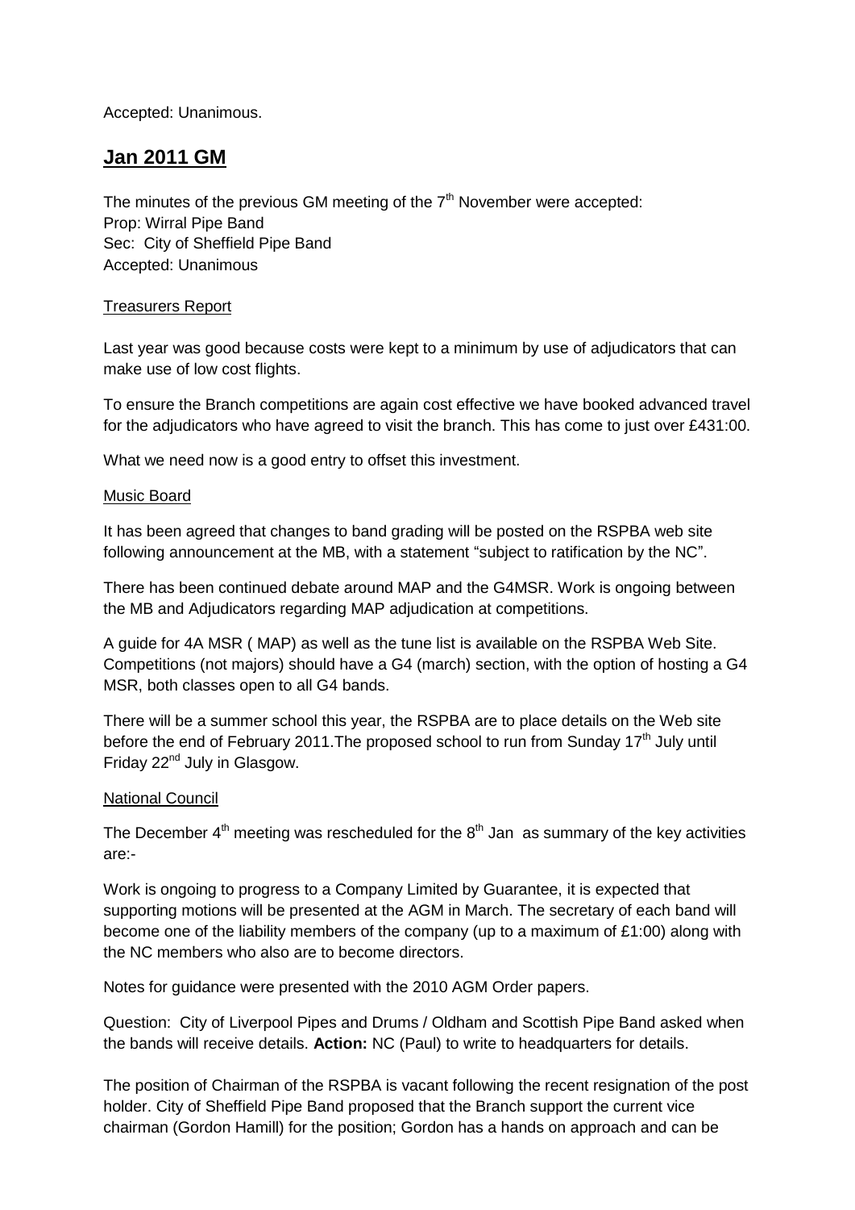Accepted: Unanimous.

## **Jan 2011 GM**

The minutes of the previous GM meeting of the 7th November were accepted:
Prop: Wirral Pipe Band
Sec: City of Sheffield Pipe Band
Accepted: Unanimous

Treasurers Report

Last year was good because costs were kept to a minimum by use of adjudicators that can make use of low cost flights.

To ensure the Branch competitions are again cost effective we have booked advanced travel for the adjudicators who have agreed to visit the branch. This has come to just over £431:00.

What we need now is a good entry to offset this investment.

Music Board

It has been agreed that changes to band grading will be posted on the RSPBA web site following announcement at the MB, with a statement "subject to ratification by the NC".

There has been continued debate around MAP and the G4MSR. Work is ongoing between the MB and Adjudicators regarding MAP adjudication at competitions.

A guide for 4A MSR ( MAP) as well as the tune list is available on the RSPBA Web Site. Competitions (not majors) should have a G4 (march) section, with the option of hosting a G4 MSR, both classes open to all G4 bands.

There will be a summer school this year, the RSPBA are to place details on the Web site before the end of February 2011.The proposed school to run from Sunday 17th July until Friday 22nd July in Glasgow.

National Council

The December 4th meeting was rescheduled for the 8th Jan as summary of the key activities are:-

Work is ongoing to progress to a Company Limited by Guarantee, it is expected that supporting motions will be presented at the AGM in March. The secretary of each band will become one of the liability members of the company (up to a maximum of £1:00) along with the NC members who also are to become directors.

Notes for guidance were presented with the 2010 AGM Order papers.

Question: City of Liverpool Pipes and Drums / Oldham and Scottish Pipe Band asked when the bands will receive details. **Action:** NC (Paul) to write to headquarters for details.

The position of Chairman of the RSPBA is vacant following the recent resignation of the post holder. City of Sheffield Pipe Band proposed that the Branch support the current vice chairman (Gordon Hamill) for the position; Gordon has a hands on approach and can be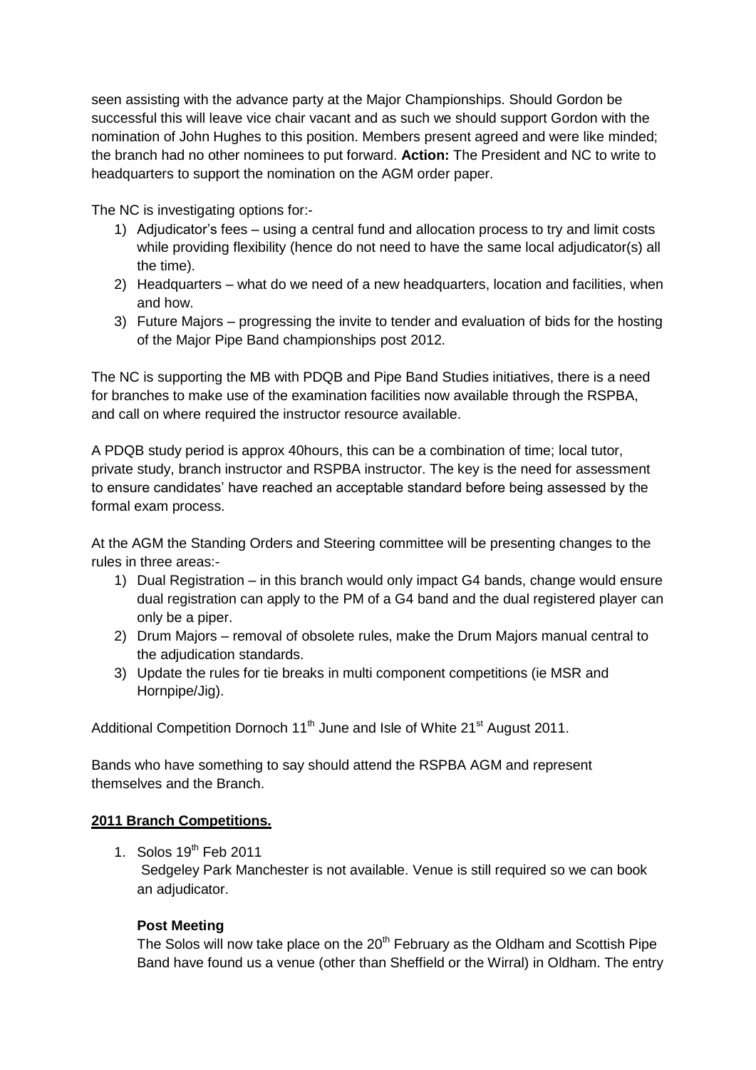seen assisting with the advance party at the Major Championships. Should Gordon be successful this will leave vice chair vacant and as such we should support Gordon with the nomination of John Hughes to this position. Members present agreed and were like minded; the branch had no other nominees to put forward. **Action:** The President and NC to write to headquarters to support the nomination on the AGM order paper.

The NC is investigating options for:-

1) Adjudicator's fees – using a central fund and allocation process to try and limit costs while providing flexibility (hence do not need to have the same local adjudicator(s) all the time).
2) Headquarters – what do we need of a new headquarters, location and facilities, when and how.
3) Future Majors – progressing the invite to tender and evaluation of bids for the hosting of the Major Pipe Band championships post 2012.

The NC is supporting the MB with PDQB and Pipe Band Studies initiatives, there is a need for branches to make use of the examination facilities now available through the RSPBA, and call on where required the instructor resource available.

A PDQB study period is approx 40hours, this can be a combination of time; local tutor, private study, branch instructor and RSPBA instructor. The key is the need for assessment to ensure candidates' have reached an acceptable standard before being assessed by the formal exam process.

At the AGM the Standing Orders and Steering committee will be presenting changes to the rules in three areas:-

1) Dual Registration – in this branch would only impact G4 bands, change would ensure dual registration can apply to the PM of a G4 band and the dual registered player can only be a piper.
2) Drum Majors – removal of obsolete rules, make the Drum Majors manual central to the adjudication standards.
3) Update the rules for tie breaks in multi component competitions (ie MSR and Hornpipe/Jig).

Additional Competition Dornoch 11th June and Isle of White 21st August 2011.

Bands who have something to say should attend the RSPBA AGM and represent themselves and the Branch.

## 2011 Branch Competitions.

1. Solos 19th Feb 2011
   Sedgeley Park Manchester is not available. Venue is still required so we can book an adjudicator.

   **Post Meeting**

   The Solos will now take place on the 20th February as the Oldham and Scottish Pipe Band have found us a venue (other than Sheffield or the Wirral) in Oldham. The entry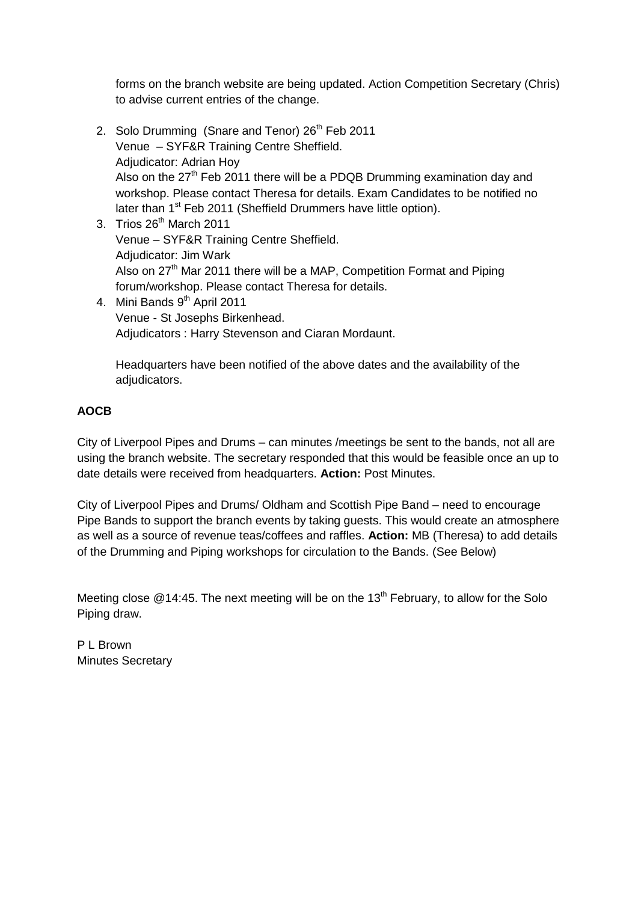forms on the branch website are being updated. Action Competition Secretary (Chris) to advise current entries of the change.

2. Solo Drumming (Snare and Tenor) 26th Feb 2011
   Venue – SYF&R Training Centre Sheffield.
   Adjudicator: Adrian Hoy
   Also on the 27th Feb 2011 there will be a PDQB Drumming examination day and workshop. Please contact Theresa for details. Exam Candidates to be notified no later than 1st Feb 2011 (Sheffield Drummers have little option).
3. Trios 26th March 2011
   Venue – SYF&R Training Centre Sheffield.
   Adjudicator: Jim Wark
   Also on 27th Mar 2011 there will be a MAP, Competition Format and Piping forum/workshop. Please contact Theresa for details.
4. Mini Bands 9th April 2011
   Venue - St Josephs Birkenhead.
   Adjudicators : Harry Stevenson and Ciaran Mordaunt.

   Headquarters have been notified of the above dates and the availability of the adjudicators.

**AOCB**

City of Liverpool Pipes and Drums – can minutes /meetings be sent to the bands, not all are using the branch website. The secretary responded that this would be feasible once an up to date details were received from headquarters. **Action:** Post Minutes.

City of Liverpool Pipes and Drums/ Oldham and Scottish Pipe Band – need to encourage Pipe Bands to support the branch events by taking guests. This would create an atmosphere as well as a source of revenue teas/coffees and raffles. **Action:** MB (Theresa) to add details of the Drumming and Piping workshops for circulation to the Bands. (See Below)

Meeting close @14:45. The next meeting will be on the 13th February, to allow for the Solo Piping draw.

P L Brown
Minutes Secretary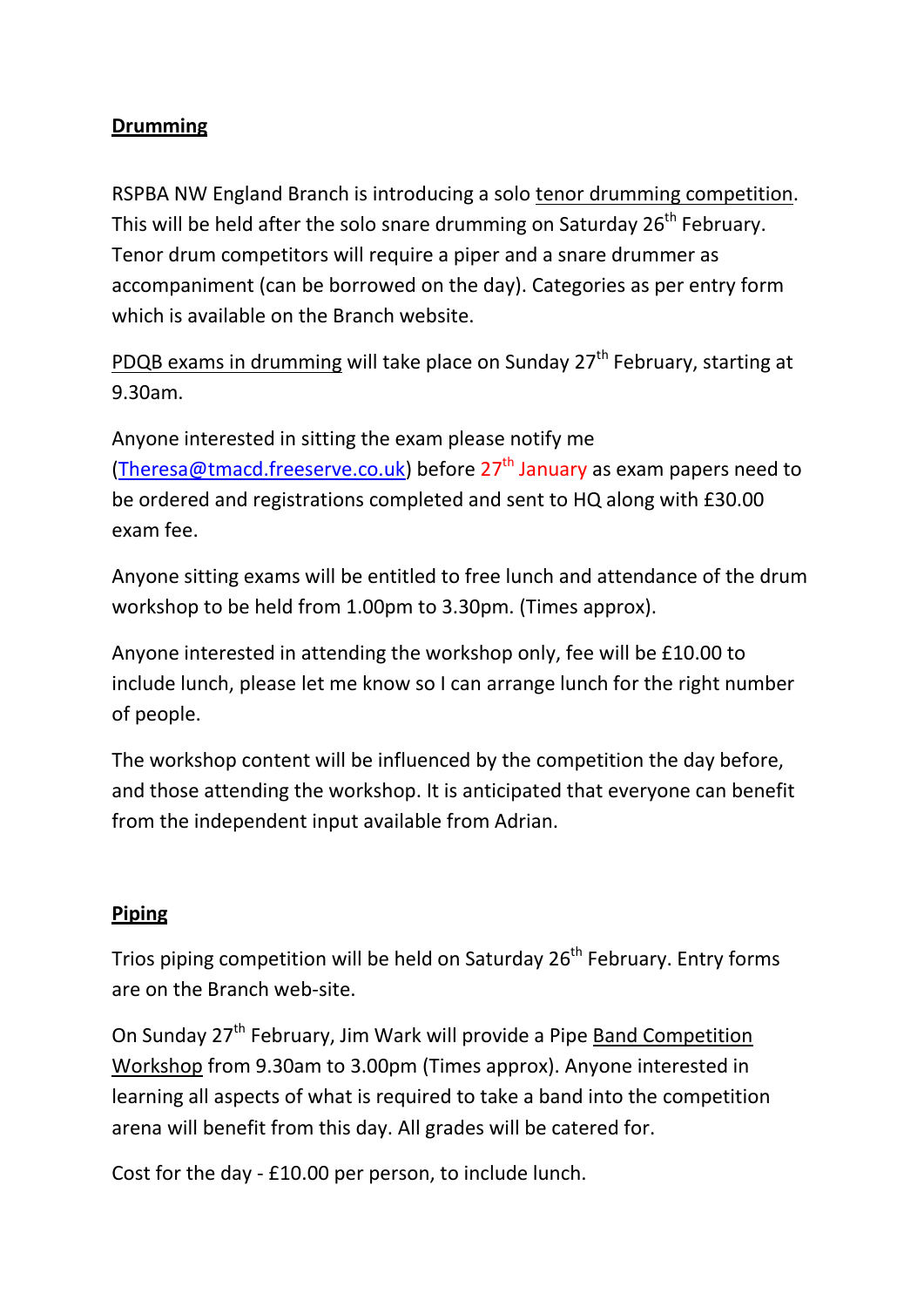## Drumming

RSPBA NW England Branch is introducing a solo tenor drumming competition. This will be held after the solo snare drumming on Saturday 26th February. Tenor drum competitors will require a piper and a snare drummer as accompaniment (can be borrowed on the day). Categories as per entry form which is available on the Branch website.

PDQB exams in drumming will take place on Sunday 27th February, starting at 9.30am.

Anyone interested in sitting the exam please notify me (Theresa@tmacd.freeserve.co.uk) before 27th January as exam papers need to be ordered and registrations completed and sent to HQ along with £30.00 exam fee.

Anyone sitting exams will be entitled to free lunch and attendance of the drum workshop to be held from 1.00pm to 3.30pm. (Times approx).

Anyone interested in attending the workshop only, fee will be £10.00 to include lunch, please let me know so I can arrange lunch for the right number of people.

The workshop content will be influenced by the competition the day before, and those attending the workshop. It is anticipated that everyone can benefit from the independent input available from Adrian.

## Piping

Trios piping competition will be held on Saturday 26th February. Entry forms are on the Branch web-site.

On Sunday 27th February, Jim Wark will provide a Pipe Band Competition Workshop from 9.30am to 3.00pm (Times approx). Anyone interested in learning all aspects of what is required to take a band into the competition arena will benefit from this day. All grades will be catered for.

Cost for the day - £10.00 per person, to include lunch.